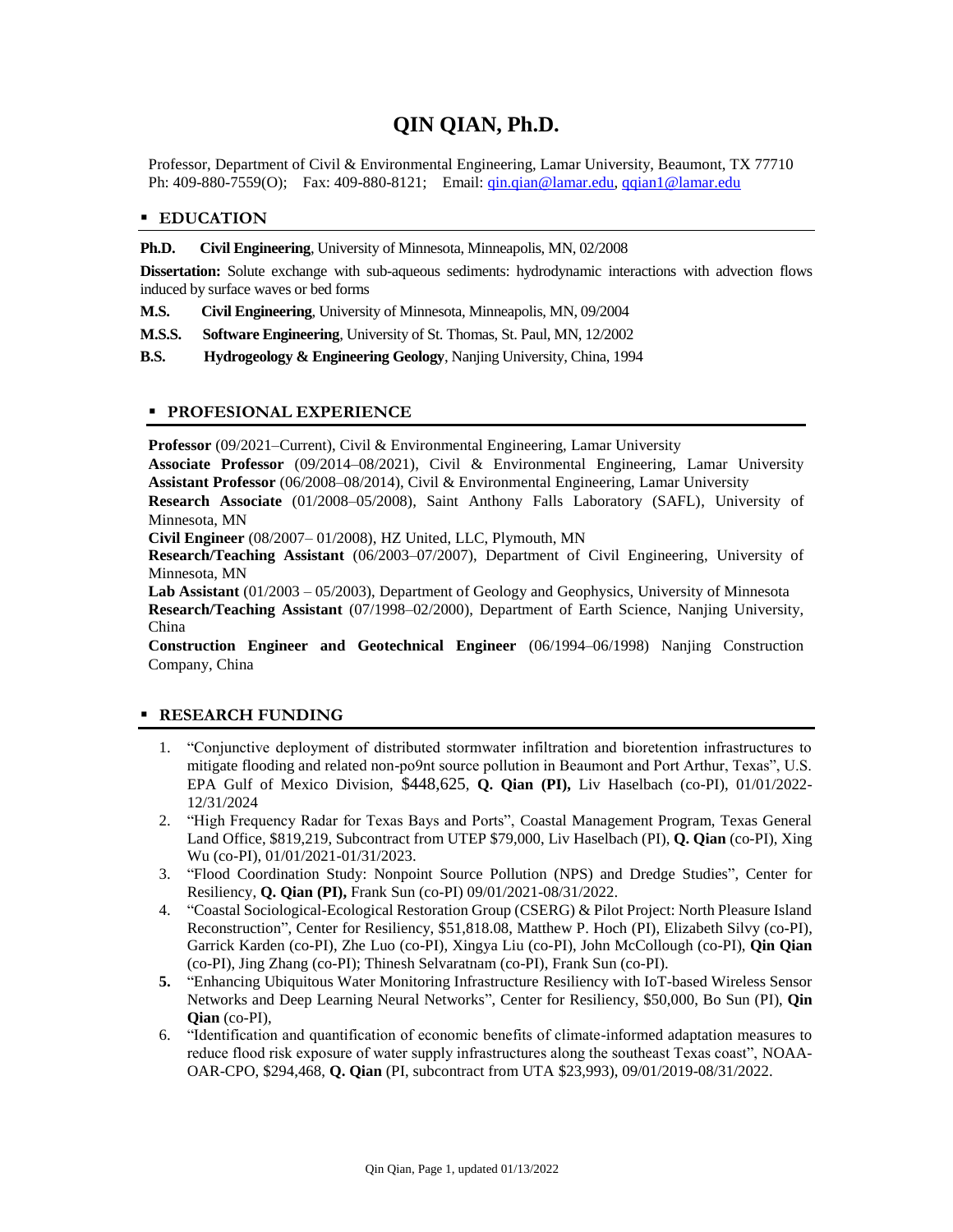# QIN QIAN, Ph.D.

Professor, Department of Civil & Environmental Engineering, Lamar University, Beaumont, TX 77710
Ph: 409-880-7559(O); Fax: 409-880-8121; Email: qin.qian@lamar.edu, qqian1@lamar.edu

## ▪ EDUCATION

**Ph.D.** **Civil Engineering**, University of Minnesota, Minneapolis, MN, 02/2008

**Dissertation:** Solute exchange with sub-aqueous sediments: hydrodynamic interactions with advection flows induced by surface waves or bed forms

**M.S.** **Civil Engineering**, University of Minnesota, Minneapolis, MN, 09/2004

**M.S.S.** **Software Engineering**, University of St. Thomas, St. Paul, MN, 12/2002

**B.S.** **Hydrogeology & Engineering Geology**, Nanjing University, China, 1994

## ▪ PROFESIONAL EXPERIENCE

**Professor** (09/2021–Current), Civil & Environmental Engineering, Lamar University
**Associate Professor** (09/2014–08/2021), Civil & Environmental Engineering, Lamar University
**Assistant Professor** (06/2008–08/2014), Civil & Environmental Engineering, Lamar University
**Research Associate** (01/2008–05/2008), Saint Anthony Falls Laboratory (SAFL), University of Minnesota, MN
**Civil Engineer** (08/2007– 01/2008), HZ United, LLC, Plymouth, MN
**Research/Teaching Assistant** (06/2003–07/2007), Department of Civil Engineering, University of Minnesota, MN
**Lab Assistant** (01/2003 – 05/2003), Department of Geology and Geophysics, University of Minnesota
**Research/Teaching Assistant** (07/1998–02/2000), Department of Earth Science, Nanjing University, China
**Construction Engineer and Geotechnical Engineer** (06/1994–06/1998) Nanjing Construction Company, China

## ▪ RESEARCH FUNDING

1. "Conjunctive deployment of distributed stormwater infiltration and bioretention infrastructures to mitigate flooding and related non-po9nt source pollution in Beaumont and Port Arthur, Texas", U.S. EPA Gulf of Mexico Division, $448,625, **Q. Qian (PI),** Liv Haselbach (co-PI), 01/01/2022-12/31/2024
2. "High Frequency Radar for Texas Bays and Ports", Coastal Management Program, Texas General Land Office, $819,219, Subcontract from UTEP $79,000, Liv Haselbach (PI), **Q. Qian** (co-PI), Xing Wu (co-PI), 01/01/2021-01/31/2023.
3. "Flood Coordination Study: Nonpoint Source Pollution (NPS) and Dredge Studies", Center for Resiliency, **Q. Qian (PI),** Frank Sun (co-PI) 09/01/2021-08/31/2022.
4. "Coastal Sociological-Ecological Restoration Group (CSERG) & Pilot Project: North Pleasure Island Reconstruction", Center for Resiliency, $51,818.08, Matthew P. Hoch (PI), Elizabeth Silvy (co-PI), Garrick Karden (co-PI), Zhe Luo (co-PI), Xingya Liu (co-PI), John McCollough (co-PI), **Qin Qian** (co-PI), Jing Zhang (co-PI); Thinesh Selvaratnam (co-PI), Frank Sun (co-PI).
5. "Enhancing Ubiquitous Water Monitoring Infrastructure Resiliency with IoT-based Wireless Sensor Networks and Deep Learning Neural Networks", Center for Resiliency, $50,000, Bo Sun (PI), **Qin Qian** (co-PI),
6. "Identification and quantification of economic benefits of climate-informed adaptation measures to reduce flood risk exposure of water supply infrastructures along the southeast Texas coast", NOAA-OAR-CPO, $294,468, **Q. Qian** (PI, subcontract from UTA $23,993), 09/01/2019-08/31/2022.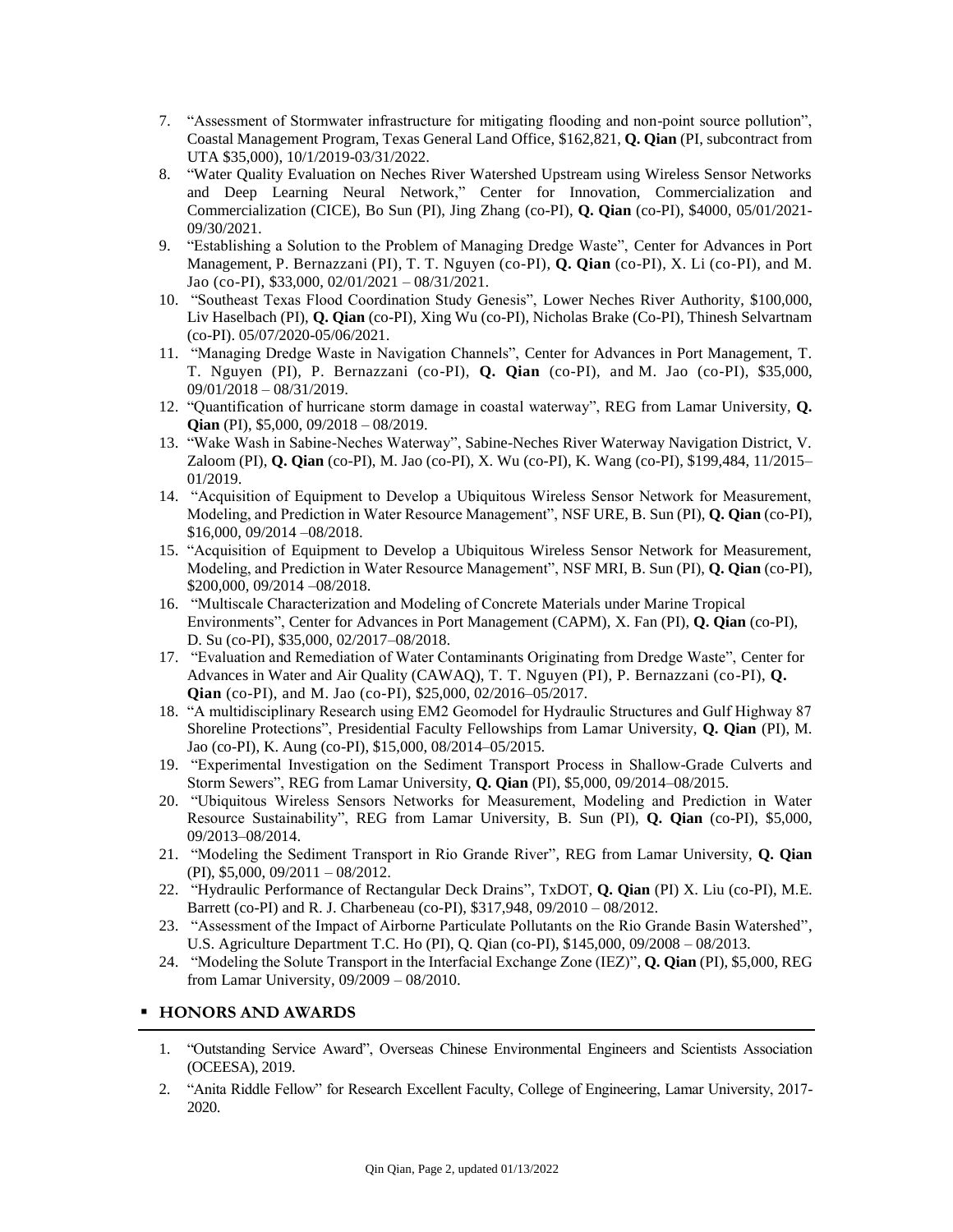7. "Assessment of Stormwater infrastructure for mitigating flooding and non-point source pollution", Coastal Management Program, Texas General Land Office, $162,821, **Q. Qian** (PI, subcontract from UTA $35,000), 10/1/2019-03/31/2022.
8. "Water Quality Evaluation on Neches River Watershed Upstream using Wireless Sensor Networks and Deep Learning Neural Network," Center for Innovation, Commercialization and Commercialization (CICE), Bo Sun (PI), Jing Zhang (co-PI), **Q. Qian** (co-PI), $4000, 05/01/2021-09/30/2021.
9. "Establishing a Solution to the Problem of Managing Dredge Waste", Center for Advances in Port Management, P. Bernazzani (PI), T. T. Nguyen (co-PI), **Q. Qian** (co-PI), X. Li (co-PI), and M. Jao (co-PI), $33,000, 02/01/2021 – 08/31/2021.
10. "Southeast Texas Flood Coordination Study Genesis", Lower Neches River Authority, $100,000, Liv Haselbach (PI), **Q. Qian** (co-PI), Xing Wu (co-PI), Nicholas Brake (Co-PI), Thinesh Selvartnam (co-PI). 05/07/2020-05/06/2021.
11. "Managing Dredge Waste in Navigation Channels", Center for Advances in Port Management, T. T. Nguyen (PI), P. Bernazzani (co-PI), **Q. Qian** (co-PI), and M. Jao (co-PI), $35,000, 09/01/2018 – 08/31/2019.
12. "Quantification of hurricane storm damage in coastal waterway", REG from Lamar University, **Q. Qian** (PI), $5,000, 09/2018 – 08/2019.
13. "Wake Wash in Sabine-Neches Waterway", Sabine-Neches River Waterway Navigation District, V. Zaloom (PI), **Q. Qian** (co-PI), M. Jao (co-PI), X. Wu (co-PI), K. Wang (co-PI), $199,484, 11/2015–01/2019.
14. "Acquisition of Equipment to Develop a Ubiquitous Wireless Sensor Network for Measurement, Modeling, and Prediction in Water Resource Management", NSF URE, B. Sun (PI), **Q. Qian** (co-PI), $16,000, 09/2014 –08/2018.
15. "Acquisition of Equipment to Develop a Ubiquitous Wireless Sensor Network for Measurement, Modeling, and Prediction in Water Resource Management", NSF MRI, B. Sun (PI), **Q. Qian** (co-PI), $200,000, 09/2014 –08/2018.
16. "Multiscale Characterization and Modeling of Concrete Materials under Marine Tropical Environments", Center for Advances in Port Management (CAPM), X. Fan (PI), **Q. Qian** (co-PI), D. Su (co-PI), $35,000, 02/2017–08/2018.
17. "Evaluation and Remediation of Water Contaminants Originating from Dredge Waste", Center for Advances in Water and Air Quality (CAWAQ), T. T. Nguyen (PI), P. Bernazzani (co-PI), **Q. Qian** (co-PI), and M. Jao (co-PI), $25,000, 02/2016–05/2017.
18. "A multidisciplinary Research using EM2 Geomodel for Hydraulic Structures and Gulf Highway 87 Shoreline Protections", Presidential Faculty Fellowships from Lamar University, **Q. Qian** (PI), M. Jao (co-PI), K. Aung (co-PI), $15,000, 08/2014–05/2015.
19. "Experimental Investigation on the Sediment Transport Process in Shallow-Grade Culverts and Storm Sewers", REG from Lamar University, **Q. Qian** (PI), $5,000, 09/2014–08/2015.
20. "Ubiquitous Wireless Sensors Networks for Measurement, Modeling and Prediction in Water Resource Sustainability", REG from Lamar University, B. Sun (PI), **Q. Qian** (co-PI), $5,000, 09/2013–08/2014.
21. "Modeling the Sediment Transport in Rio Grande River", REG from Lamar University, **Q. Qian** (PI), $5,000, 09/2011 – 08/2012.
22. "Hydraulic Performance of Rectangular Deck Drains", TxDOT, **Q. Qian** (PI) X. Liu (co-PI), M.E. Barrett (co-PI) and R. J. Charbeneau (co-PI), $317,948, 09/2010 – 08/2012.
23. "Assessment of the Impact of Airborne Particulate Pollutants on the Rio Grande Basin Watershed", U.S. Agriculture Department T.C. Ho (PI), Q. Qian (co-PI), $145,000, 09/2008 – 08/2013.
24. "Modeling the Solute Transport in the Interfacial Exchange Zone (IEZ)", **Q. Qian** (PI), $5,000, REG from Lamar University, 09/2009 – 08/2010.

## HONORS AND AWARDS

1. "Outstanding Service Award", Overseas Chinese Environmental Engineers and Scientists Association (OCEESA), 2019.
2. "Anita Riddle Fellow" for Research Excellent Faculty, College of Engineering, Lamar University, 2017-2020.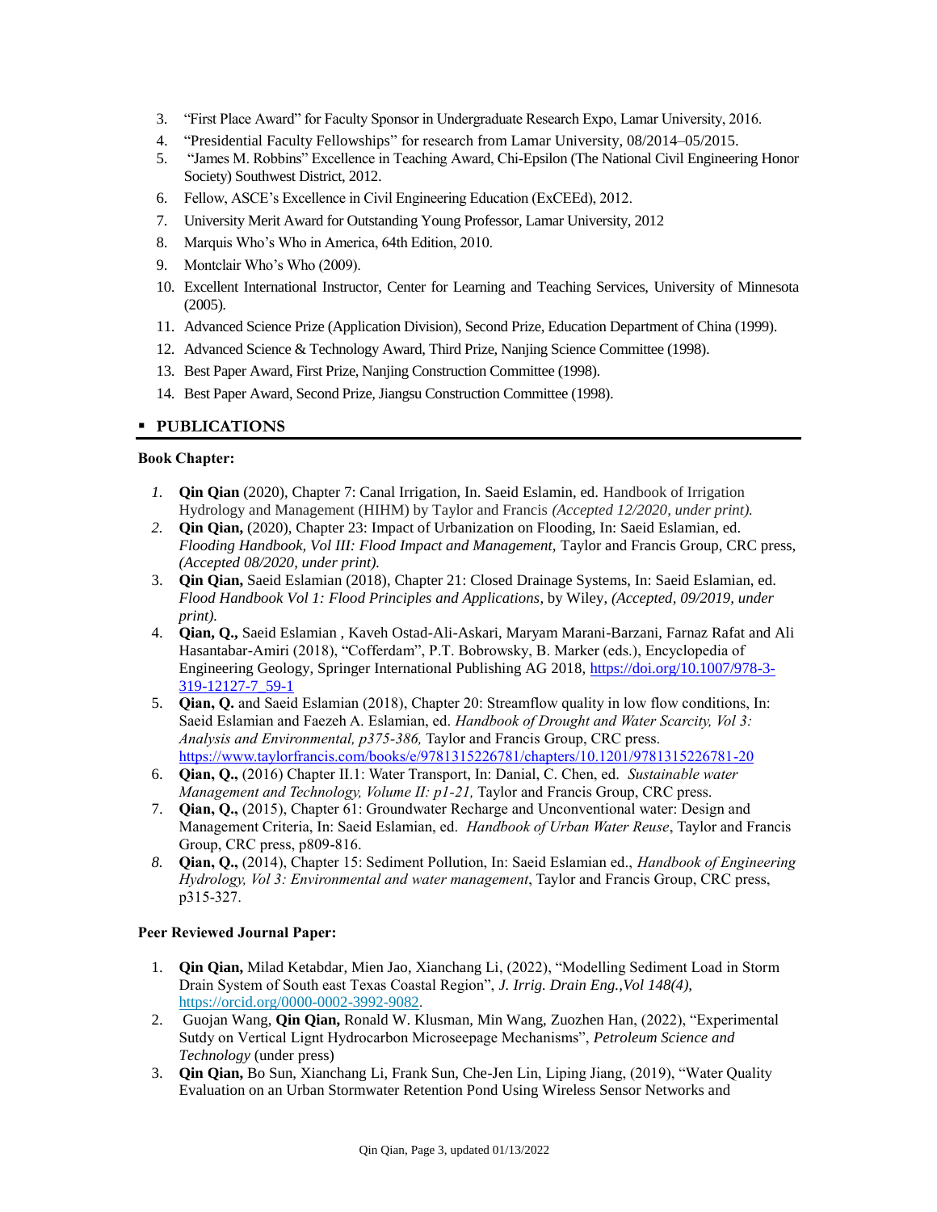3. "First Place Award" for Faculty Sponsor in Undergraduate Research Expo, Lamar University, 2016.
4. "Presidential Faculty Fellowships" for research from Lamar University, 08/2014–05/2015.
5. "James M. Robbins" Excellence in Teaching Award, Chi-Epsilon (The National Civil Engineering Honor Society) Southwest District, 2012.
6. Fellow, ASCE's Excellence in Civil Engineering Education (ExCEEd), 2012.
7. University Merit Award for Outstanding Young Professor, Lamar University, 2012
8. Marquis Who's Who in America, 64th Edition, 2010.
9. Montclair Who's Who (2009).
10. Excellent International Instructor, Center for Learning and Teaching Services, University of Minnesota (2005).
11. Advanced Science Prize (Application Division), Second Prize, Education Department of China (1999).
12. Advanced Science & Technology Award, Third Prize, Nanjing Science Committee (1998).
13. Best Paper Award, First Prize, Nanjing Construction Committee (1998).
14. Best Paper Award, Second Prize, Jiangsu Construction Committee (1998).

## PUBLICATIONS

**Book Chapter:**

1. **Qin Qian** (2020), Chapter 7: Canal Irrigation, In. Saeid Eslamin, ed. Handbook of Irrigation Hydrology and Management (HIHM) by Taylor and Francis *(Accepted 12/2020, under print).*
2. **Qin Qian,** (2020), Chapter 23: Impact of Urbanization on Flooding, In: Saeid Eslamian, ed. *Flooding Handbook, Vol III: Flood Impact and Management,* Taylor and Francis Group, CRC press, *(Accepted 08/2020, under print).*
3. **Qin Qian,** Saeid Eslamian (2018), Chapter 21: Closed Drainage Systems, In: Saeid Eslamian, ed. *Flood Handbook Vol 1: Flood Principles and Applications*, by Wiley, *(Accepted, 09/2019, under print).*
4. **Qian, Q.,** Saeid Eslamian , Kaveh Ostad-Ali-Askari, Maryam Marani-Barzani, Farnaz Rafat and Ali Hasantabar-Amiri (2018), "Cofferdam", P.T. Bobrowsky, B. Marker (eds.), Encyclopedia of Engineering Geology, Springer International Publishing AG 2018, https://doi.org/10.1007/978-3-319-12127-7_59-1
5. **Qian, Q.** and Saeid Eslamian (2018), Chapter 20: Streamflow quality in low flow conditions, In: Saeid Eslamian and Faezeh A. Eslamian, ed. *Handbook of Drought and Water Scarcity, Vol 3: Analysis and Environmental, p375-386,* Taylor and Francis Group, CRC press. https://www.taylorfrancis.com/books/e/9781315226781/chapters/10.1201/9781315226781-20
6. **Qian, Q.,** (2016) Chapter II.1: Water Transport, In: Danial, C. Chen, ed. *Sustainable water Management and Technology, Volume II: p1-21,* Taylor and Francis Group, CRC press.
7. **Qian, Q.,** (2015), Chapter 61: Groundwater Recharge and Unconventional water: Design and Management Criteria, In: Saeid Eslamian, ed. *Handbook of Urban Water Reuse*, Taylor and Francis Group, CRC press, p809-816.
8. **Qian, Q.,** (2014), Chapter 15: Sediment Pollution, In: Saeid Eslamian ed., *Handbook of Engineering Hydrology, Vol 3: Environmental and water management*, Taylor and Francis Group, CRC press, p315-327.

**Peer Reviewed Journal Paper:**

1. **Qin Qian,** Milad Ketabdar, Mien Jao, Xianchang Li, (2022), "Modelling Sediment Load in Storm Drain System of South east Texas Coastal Region", *J. Irrig. Drain Eng.,Vol 148(4),* https://orcid.org/0000-0002-3992-9082.
2. Guojan Wang, **Qin Qian,** Ronald W. Klusman, Min Wang, Zuozhen Han, (2022), "Experimental Sutdy on Vertical Lignt Hydrocarbon Microseepage Mechanisms", *Petroleum Science and Technology* (under press)
3. **Qin Qian,** Bo Sun, Xianchang Li, Frank Sun, Che-Jen Lin, Liping Jiang, (2019), "Water Quality Evaluation on an Urban Stormwater Retention Pond Using Wireless Sensor Networks and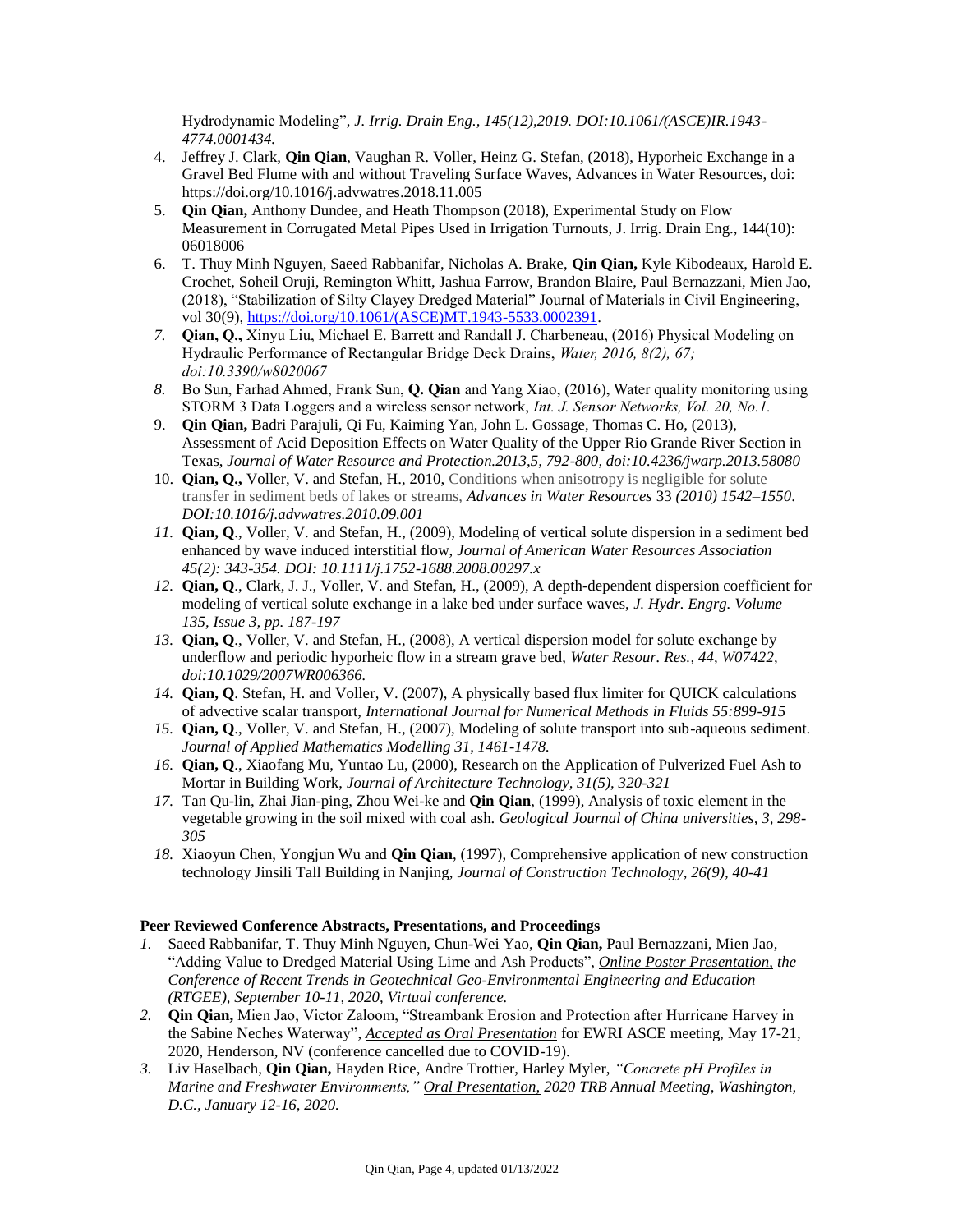Hydrodynamic Modeling", *J. Irrig. Drain Eng., 145(12),2019. DOI:10.1061/(ASCE)IR.1943-4774.0001434.*

4. Jeffrey J. Clark, **Qin Qian**, Vaughan R. Voller, Heinz G. Stefan, (2018), Hyporheic Exchange in a Gravel Bed Flume with and without Traveling Surface Waves, Advances in Water Resources, doi: https://doi.org/10.1016/j.advwatres.2018.11.005
5. **Qin Qian,** Anthony Dundee, and Heath Thompson (2018), Experimental Study on Flow Measurement in Corrugated Metal Pipes Used in Irrigation Turnouts, J. Irrig. Drain Eng., 144(10): 06018006
6. T. Thuy Minh Nguyen, Saeed Rabbanifar, Nicholas A. Brake, **Qin Qian,** Kyle Kibodeaux, Harold E. Crochet, Soheil Oruji, Remington Whitt, Jashua Farrow, Brandon Blaire, Paul Bernazzani, Mien Jao, (2018), "Stabilization of Silty Clayey Dredged Material" Journal of Materials in Civil Engineering, vol 30(9), https://doi.org/10.1061/(ASCE)MT.1943-5533.0002391.
7. **Qian, Q.,** Xinyu Liu, Michael E. Barrett and Randall J. Charbeneau, (2016) Physical Modeling on Hydraulic Performance of Rectangular Bridge Deck Drains, *Water, 2016, 8(2), 67; doi:10.3390/w8020067*
8. Bo Sun, Farhad Ahmed, Frank Sun, **Q. Qian** and Yang Xiao, (2016), Water quality monitoring using STORM 3 Data Loggers and a wireless sensor network, *Int. J. Sensor Networks, Vol. 20, No.1.*
9. **Qin Qian,** Badri Parajuli, Qi Fu, Kaiming Yan, John L. Gossage, Thomas C. Ho, (2013), Assessment of Acid Deposition Effects on Water Quality of the Upper Rio Grande River Section in Texas, *Journal of Water Resource and Protection.2013,5, 792-800, doi:10.4236/jwarp.2013.58080*
10. **Qian, Q.,** Voller, V. and Stefan, H., 2010, Conditions when anisotropy is negligible for solute transfer in sediment beds of lakes or streams, *Advances in Water Resources* 33 *(2010) 1542–1550. DOI:10.1016/j.advwatres.2010.09.001*
11. **Qian, Q**., Voller, V. and Stefan, H., (2009), Modeling of vertical solute dispersion in a sediment bed enhanced by wave induced interstitial flow, *Journal of American Water Resources Association 45(2): 343-354. DOI: 10.1111/j.1752-1688.2008.00297.x*
12. **Qian, Q**., Clark, J. J., Voller, V. and Stefan, H., (2009), A depth-dependent dispersion coefficient for modeling of vertical solute exchange in a lake bed under surface waves, *J. Hydr. Engrg. Volume 135, Issue 3, pp. 187-197*
13. **Qian, Q**., Voller, V. and Stefan, H., (2008), A vertical dispersion model for solute exchange by underflow and periodic hyporheic flow in a stream grave bed, *Water Resour. Res., 44, W07422, doi:10.1029/2007WR006366.*
14. **Qian, Q**. Stefan, H. and Voller, V. (2007), A physically based flux limiter for QUICK calculations of advective scalar transport, *International Journal for Numerical Methods in Fluids 55:899-915*
15. **Qian, Q**., Voller, V. and Stefan, H., (2007), Modeling of solute transport into sub-aqueous sediment. *Journal of Applied Mathematics Modelling 31, 1461-1478.*
16. **Qian, Q**., Xiaofang Mu, Yuntao Lu, (2000), Research on the Application of Pulverized Fuel Ash to Mortar in Building Work, *Journal of Architecture Technology, 31(5), 320-321*
17. Tan Qu-lin, Zhai Jian-ping, Zhou Wei-ke and **Qin Qian**, (1999), Analysis of toxic element in the vegetable growing in the soil mixed with coal ash. *Geological Journal of China universities, 3, 298-305*
18. Xiaoyun Chen, Yongjun Wu and **Qin Qian**, (1997), Comprehensive application of new construction technology Jinsili Tall Building in Nanjing, *Journal of Construction Technology, 26(9), 40-41*

**Peer Reviewed Conference Abstracts, Presentations, and Proceedings**

1. Saeed Rabbanifar, T. Thuy Minh Nguyen, Chun-Wei Yao, **Qin Qian,** Paul Bernazzani, Mien Jao, "Adding Value to Dredged Material Using Lime and Ash Products", *Online Poster Presentation, the Conference of Recent Trends in Geotechnical Geo-Environmental Engineering and Education (RTGEE), September 10-11, 2020, Virtual conference.*
2. **Qin Qian,** Mien Jao, Victor Zaloom, "Streambank Erosion and Protection after Hurricane Harvey in the Sabine Neches Waterway", *Accepted as Oral Presentation* for EWRI ASCE meeting, May 17-21, 2020, Henderson, NV (conference cancelled due to COVID-19).
3. Liv Haselbach, **Qin Qian,** Hayden Rice, Andre Trottier, Harley Myler, *"Concrete pH Profiles in Marine and Freshwater Environments," Oral Presentation, 2020 TRB Annual Meeting, Washington, D.C., January 12-16, 2020.*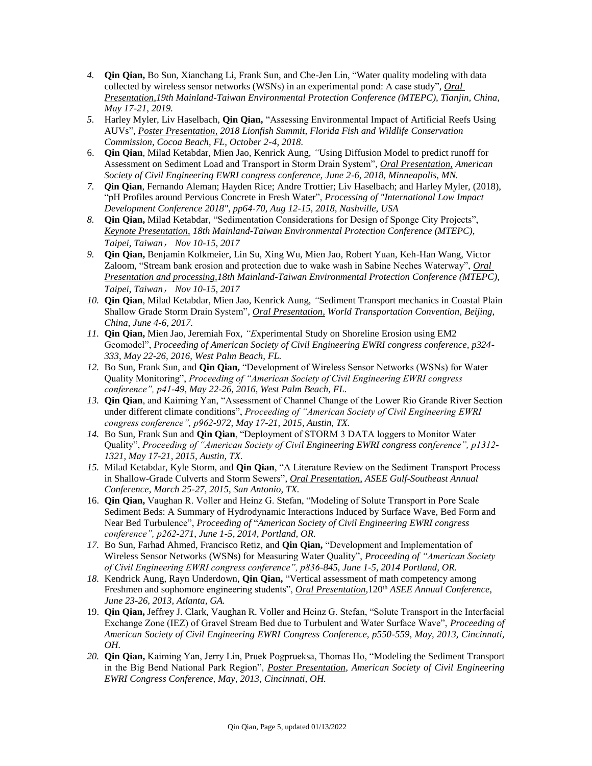4. **Qin Qian,** Bo Sun, Xianchang Li, Frank Sun, and Che-Jen Lin, "Water quality modeling with data collected by wireless sensor networks (WSNs) in an experimental pond: A case study", *Oral Presentation,19th Mainland-Taiwan Environmental Protection Conference (MTEPC), Tianjin, China, May 17-21, 2019.*
5. Harley Myler, Liv Haselbach, **Qin Qian,** "Assessing Environmental Impact of Artificial Reefs Using AUVs", *Poster Presentation, 2018 Lionfish Summit, Florida Fish and Wildlife Conservation Commission, Cocoa Beach, FL, October 2-4, 2018.*
6. **Qin Qian**, Milad Ketabdar, Mien Jao, Kenrick Aung, "Using Diffusion Model to predict runoff for Assessment on Sediment Load and Transport in Storm Drain System", *Oral Presentation, American Society of Civil Engineering EWRI congress conference, June 2-6, 2018, Minneapolis, MN.*
7. **Qin Qian**, Fernando Aleman; Hayden Rice; Andre Trottier; Liv Haselbach; and Harley Myler, (2018), "pH Profiles around Pervious Concrete in Fresh Water", *Processing of "International Low Impact Development Conference 2018", pp64-70, Aug 12-15, 2018, Nashville, USA*
8. **Qin Qian,** Milad Ketabdar, "Sedimentation Considerations for Design of Sponge City Projects", *Keynote Presentation, 18th Mainland-Taiwan Environmental Protection Conference (MTEPC), Taipei, Taiwan， Nov 10-15, 2017*
9. **Qin Qian,** Benjamin Kolkmeier, Lin Su, Xing Wu, Mien Jao, Robert Yuan, Keh-Han Wang, Victor Zaloom, "Stream bank erosion and protection due to wake wash in Sabine Neches Waterway", *Oral Presentation and processing,18th Mainland-Taiwan Environmental Protection Conference (MTEPC), Taipei, Taiwan， Nov 10-15, 2017*
10. **Qin Qian**, Milad Ketabdar, Mien Jao, Kenrick Aung, "Sediment Transport mechanics in Coastal Plain Shallow Grade Storm Drain System", *Oral Presentation, World Transportation Convention, Beijing, China, June 4-6, 2017.*
11. **Qin Qian,** Mien Jao, Jeremiah Fox, "Experimental Study on Shoreline Erosion using EM2 Geomodel", *Proceeding of American Society of Civil Engineering EWRI congress conference, p324-333, May 22-26, 2016, West Palm Beach, FL.*
12. Bo Sun, Frank Sun, and **Qin Qian,** "Development of Wireless Sensor Networks (WSNs) for Water Quality Monitoring", *Proceeding of "American Society of Civil Engineering EWRI congress conference", p41-49, May 22-26, 2016, West Palm Beach, FL.*
13. **Qin Qian**, and Kaiming Yan, "Assessment of Channel Change of the Lower Rio Grande River Section under different climate conditions", *Proceeding of "American Society of Civil Engineering EWRI congress conference", p962-972, May 17-21, 2015, Austin, TX.*
14. Bo Sun, Frank Sun and **Qin Qian**, "Deployment of STORM 3 DATA loggers to Monitor Water Quality", *Proceeding of "American Society of Civil Engineering EWRI congress conference", p1312-1321, May 17-21, 2015, Austin, TX.*
15. Milad Ketabdar, Kyle Storm, and **Qin Qian**, "A Literature Review on the Sediment Transport Process in Shallow-Grade Culverts and Storm Sewers", *Oral Presentation, ASEE Gulf-Southeast Annual Conference, March 25-27, 2015, San Antonio, TX.*
16. **Qin Qian,** Vaughan R. Voller and Heinz G. Stefan, "Modeling of Solute Transport in Pore Scale Sediment Beds: A Summary of Hydrodynamic Interactions Induced by Surface Wave, Bed Form and Near Bed Turbulence", *Proceeding of "American Society of Civil Engineering EWRI congress conference", p262-271, June 1-5, 2014, Portland, OR.*
17. Bo Sun, Farhad Ahmed, Francisco Retiz, and **Qin Qian,** "Development and Implementation of Wireless Sensor Networks (WSNs) for Measuring Water Quality", *Proceeding of "American Society of Civil Engineering EWRI congress conference", p836-845, June 1-5, 2014 Portland, OR.*
18. Kendrick Aung, Rayn Underdown, **Qin Qian,** "Vertical assessment of math competency among Freshmen and sophomore engineering students", *Oral Presentation,120th ASEE Annual Conference, June 23-26, 2013, Atlanta, GA.*
19. **Qin Qian,** Jeffrey J. Clark, Vaughan R. Voller and Heinz G. Stefan, "Solute Transport in the Interfacial Exchange Zone (IEZ) of Gravel Stream Bed due to Turbulent and Water Surface Wave", *Proceeding of American Society of Civil Engineering EWRI Congress Conference, p550-559, May, 2013, Cincinnati, OH.*
20. **Qin Qian,** Kaiming Yan, Jerry Lin, Pruek Pogprueksa, Thomas Ho, "Modeling the Sediment Transport in the Big Bend National Park Region", *Poster Presentation, American Society of Civil Engineering EWRI Congress Conference, May, 2013, Cincinnati, OH.*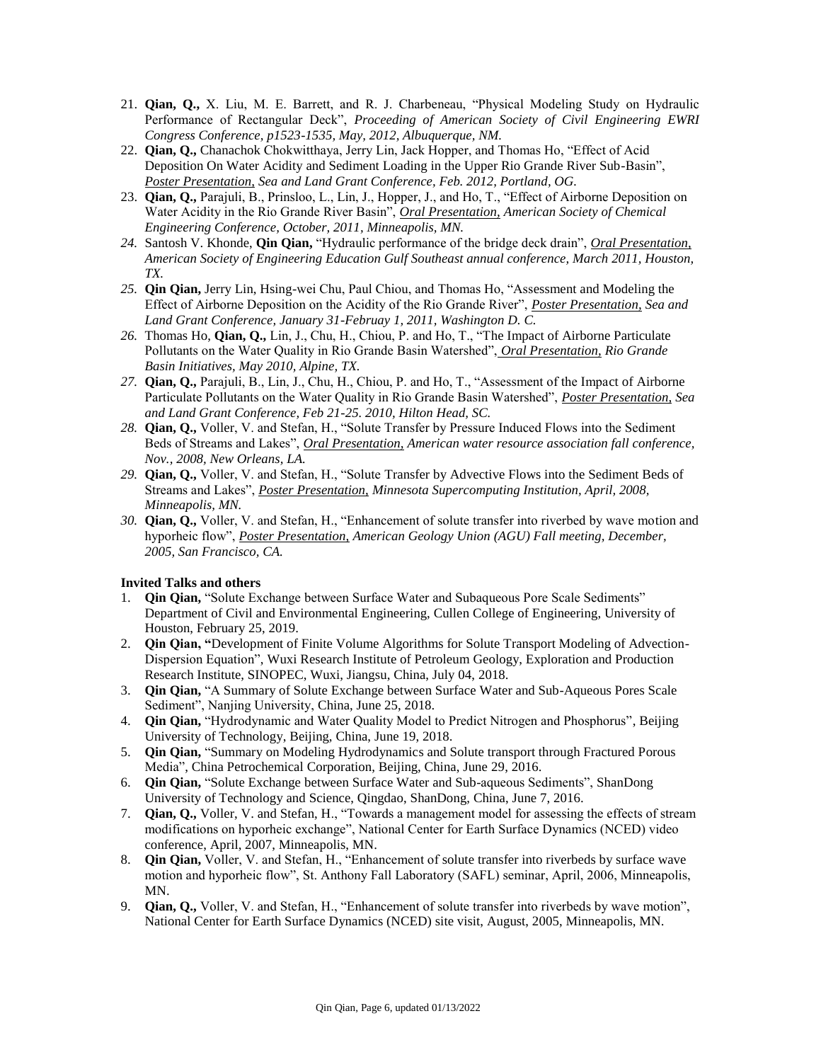21. **Qian, Q.,** X. Liu, M. E. Barrett, and R. J. Charbeneau, "Physical Modeling Study on Hydraulic Performance of Rectangular Deck", *Proceeding of American Society of Civil Engineering EWRI Congress Conference, p1523-1535, May, 2012, Albuquerque, NM.*
22. **Qian, Q.,** Chanachok Chokwitthaya, Jerry Lin, Jack Hopper, and Thomas Ho, "Effect of Acid Deposition On Water Acidity and Sediment Loading in the Upper Rio Grande River Sub-Basin", *Poster Presentation, Sea and Land Grant Conference, Feb. 2012, Portland, OG.*
23. **Qian, Q.,** Parajuli, B., Prinsloo, L., Lin, J., Hopper, J., and Ho, T., "Effect of Airborne Deposition on Water Acidity in the Rio Grande River Basin", *Oral Presentation, American Society of Chemical Engineering Conference, October, 2011, Minneapolis, MN.*
24. Santosh V. Khonde, **Qin Qian,** "Hydraulic performance of the bridge deck drain", *Oral Presentation, American Society of Engineering Education Gulf Southeast annual conference, March 2011, Houston, TX.*
25. **Qin Qian,** Jerry Lin, Hsing-wei Chu, Paul Chiou, and Thomas Ho, "Assessment and Modeling the Effect of Airborne Deposition on the Acidity of the Rio Grande River", *Poster Presentation, Sea and Land Grant Conference, January 31-Februay 1, 2011, Washington D. C.*
26. Thomas Ho, **Qian, Q.,** Lin, J., Chu, H., Chiou, P. and Ho, T., "The Impact of Airborne Particulate Pollutants on the Water Quality in Rio Grande Basin Watershed", *Oral Presentation, Rio Grande Basin Initiatives, May 2010, Alpine, TX.*
27. **Qian, Q.,** Parajuli, B., Lin, J., Chu, H., Chiou, P. and Ho, T., "Assessment of the Impact of Airborne Particulate Pollutants on the Water Quality in Rio Grande Basin Watershed", *Poster Presentation, Sea and Land Grant Conference, Feb 21-25. 2010, Hilton Head, SC.*
28. **Qian, Q.,** Voller, V. and Stefan, H., "Solute Transfer by Pressure Induced Flows into the Sediment Beds of Streams and Lakes", *Oral Presentation, American water resource association fall conference, Nov., 2008, New Orleans, LA.*
29. **Qian, Q.,** Voller, V. and Stefan, H., "Solute Transfer by Advective Flows into the Sediment Beds of Streams and Lakes", *Poster Presentation, Minnesota Supercomputing Institution, April, 2008, Minneapolis, MN.*
30. **Qian, Q.,** Voller, V. and Stefan, H., "Enhancement of solute transfer into riverbed by wave motion and hyporheic flow", *Poster Presentation, American Geology Union (AGU) Fall meeting, December, 2005, San Francisco, CA.*

**Invited Talks and others**

1. **Qin Qian,** "Solute Exchange between Surface Water and Subaqueous Pore Scale Sediments" Department of Civil and Environmental Engineering, Cullen College of Engineering, University of Houston, February 25, 2019.
2. **Qin Qian, "**Development of Finite Volume Algorithms for Solute Transport Modeling of Advection-Dispersion Equation", Wuxi Research Institute of Petroleum Geology, Exploration and Production Research Institute, SINOPEC, Wuxi, Jiangsu, China, July 04, 2018.
3. **Qin Qian,** "A Summary of Solute Exchange between Surface Water and Sub-Aqueous Pores Scale Sediment", Nanjing University, China, June 25, 2018.
4. **Qin Qian,** "Hydrodynamic and Water Quality Model to Predict Nitrogen and Phosphorus", Beijing University of Technology, Beijing, China, June 19, 2018.
5. **Qin Qian,** "Summary on Modeling Hydrodynamics and Solute transport through Fractured Porous Media", China Petrochemical Corporation, Beijing, China, June 29, 2016.
6. **Qin Qian,** "Solute Exchange between Surface Water and Sub-aqueous Sediments", ShanDong University of Technology and Science, Qingdao, ShanDong, China, June 7, 2016.
7. **Qian, Q.,** Voller, V. and Stefan, H., "Towards a management model for assessing the effects of stream modifications on hyporheic exchange", National Center for Earth Surface Dynamics (NCED) video conference, April, 2007, Minneapolis, MN.
8. **Qin Qian,** Voller, V. and Stefan, H., "Enhancement of solute transfer into riverbeds by surface wave motion and hyporheic flow", St. Anthony Fall Laboratory (SAFL) seminar, April, 2006, Minneapolis, MN.
9. **Qian, Q.,** Voller, V. and Stefan, H., "Enhancement of solute transfer into riverbeds by wave motion", National Center for Earth Surface Dynamics (NCED) site visit, August, 2005, Minneapolis, MN.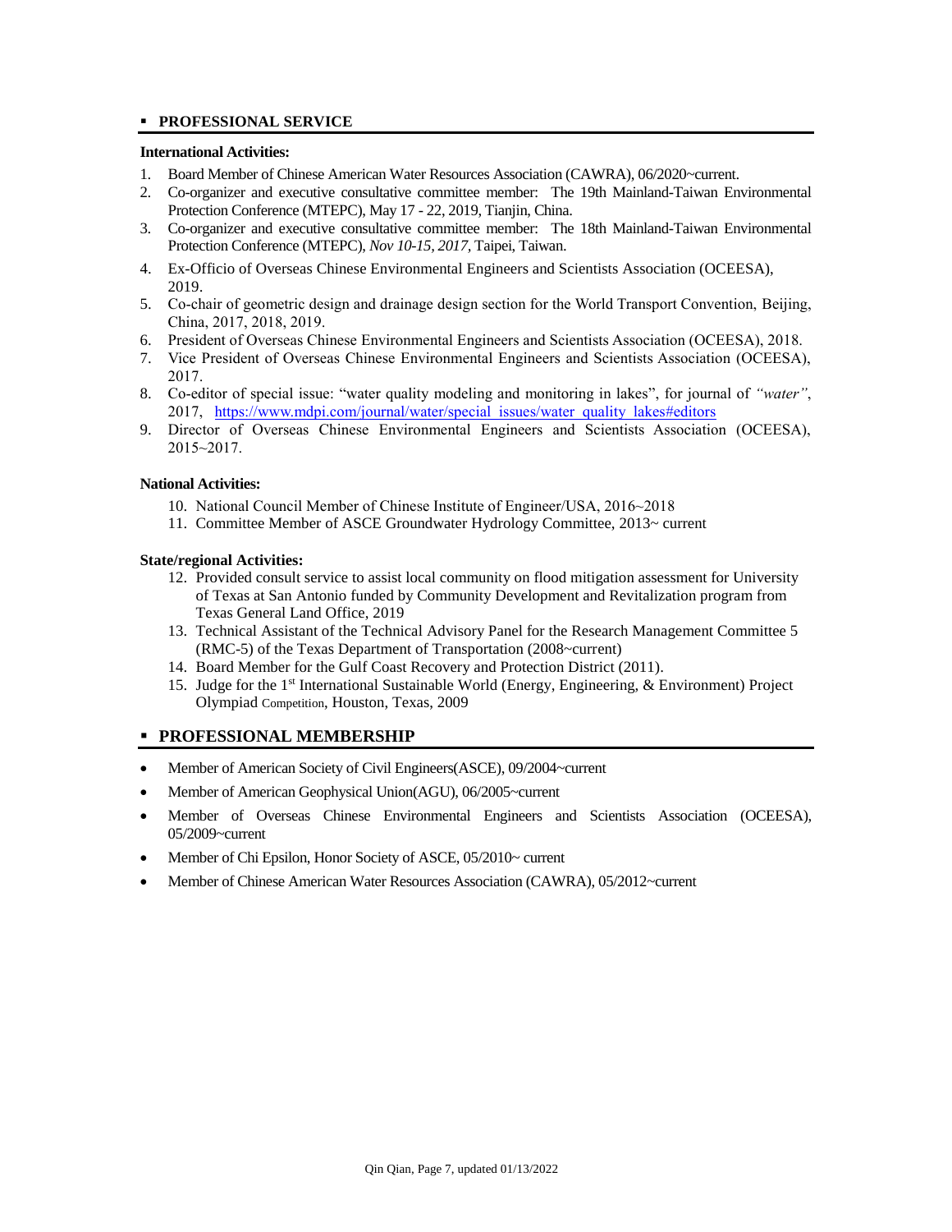## PROFESSIONAL SERVICE

**International Activities:**

1. Board Member of Chinese American Water Resources Association (CAWRA), 06/2020~current.
2. Co-organizer and executive consultative committee member: The 19th Mainland-Taiwan Environmental Protection Conference (MTEPC), May 17 - 22, 2019, Tianjin, China.
3. Co-organizer and executive consultative committee member: The 18th Mainland-Taiwan Environmental Protection Conference (MTEPC), *Nov 10-15, 2017*, Taipei, Taiwan.
4. Ex-Officio of Overseas Chinese Environmental Engineers and Scientists Association (OCEESA), 2019.
5. Co-chair of geometric design and drainage design section for the World Transport Convention, Beijing, China, 2017, 2018, 2019.
6. President of Overseas Chinese Environmental Engineers and Scientists Association (OCEESA), 2018.
7. Vice President of Overseas Chinese Environmental Engineers and Scientists Association (OCEESA), 2017.
8. Co-editor of special issue: "water quality modeling and monitoring in lakes", for journal of *"water"*, 2017, https://www.mdpi.com/journal/water/special_issues/water_quality_lakes#editors
9. Director of Overseas Chinese Environmental Engineers and Scientists Association (OCEESA), 2015~2017.

**National Activities:**

10. National Council Member of Chinese Institute of Engineer/USA, 2016~2018
11. Committee Member of ASCE Groundwater Hydrology Committee, 2013~ current

**State/regional Activities:**

12. Provided consult service to assist local community on flood mitigation assessment for University of Texas at San Antonio funded by Community Development and Revitalization program from Texas General Land Office, 2019
13. Technical Assistant of the Technical Advisory Panel for the Research Management Committee 5 (RMC-5) of the Texas Department of Transportation (2008~current)
14. Board Member for the Gulf Coast Recovery and Protection District (2011).
15. Judge for the 1st International Sustainable World (Energy, Engineering, & Environment) Project Olympiad Competition, Houston, Texas, 2009

## PROFESSIONAL MEMBERSHIP

- Member of American Society of Civil Engineers(ASCE), 09/2004~current
- Member of American Geophysical Union(AGU), 06/2005~current
- Member of Overseas Chinese Environmental Engineers and Scientists Association (OCEESA), 05/2009~current
- Member of Chi Epsilon, Honor Society of ASCE, 05/2010~ current
- Member of Chinese American Water Resources Association (CAWRA), 05/2012~current